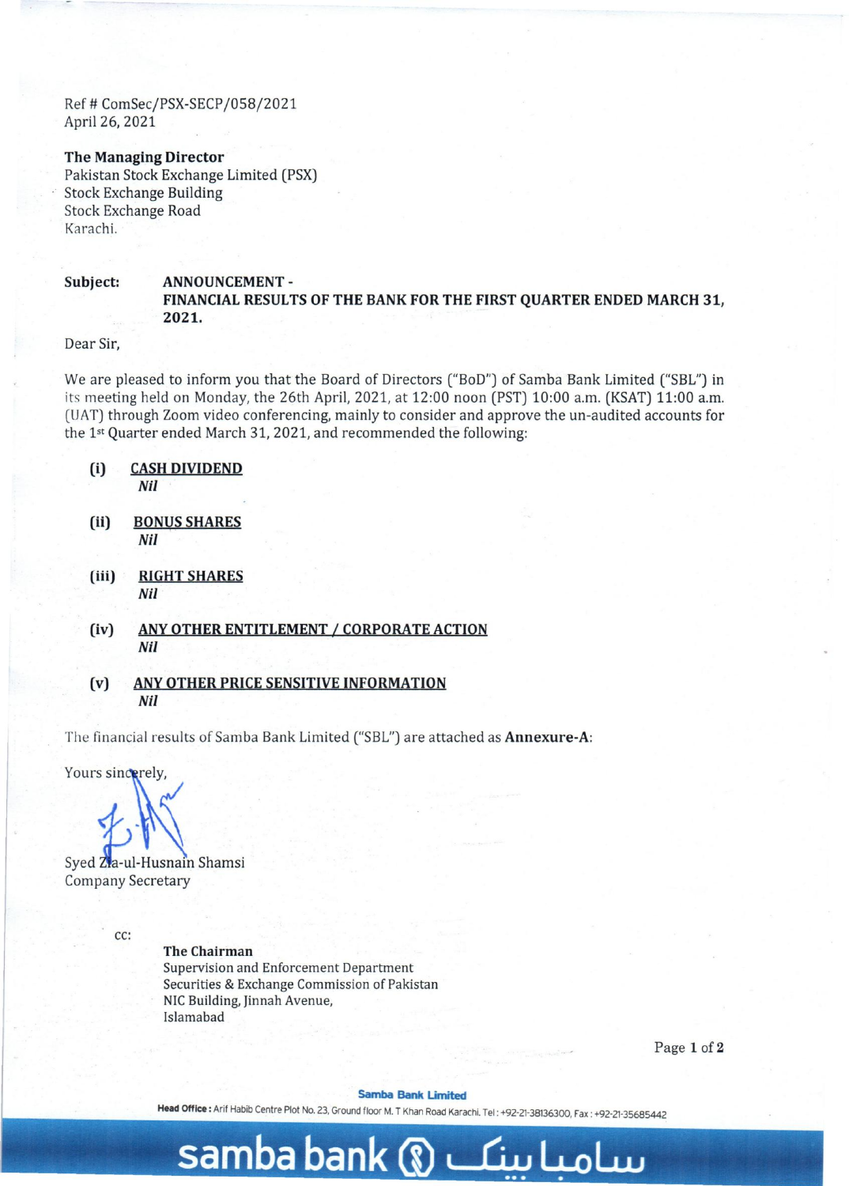Ref # ComSec/PSX-SECP/058/2021
April 26, 2021

**The Managing Director**
Pakistan Stock Exchange Limited (PSX)
Stock Exchange Building
Stock Exchange Road
Karachi.

**Subject:** **ANNOUNCEMENT -**
**FINANCIAL RESULTS OF THE BANK FOR THE FIRST QUARTER ENDED MARCH 31, 2021.**

Dear Sir,

We are pleased to inform you that the Board of Directors ("BoD") of Samba Bank Limited ("SBL") in its meeting held on Monday, the 26th April, 2021, at 12:00 noon (PST) 10:00 a.m. (KSAT) 11:00 a.m. (UAT) through Zoom video conferencing, mainly to consider and approve the un-audited accounts for the 1st Quarter ended March 31, 2021, and recommended the following:

**(i)** **CASH DIVIDEND**
*Nil*

**(ii)** **BONUS SHARES**
*Nil*

**(iii)** **RIGHT SHARES**
*Nil*

**(iv)** **ANY OTHER ENTITLEMENT / CORPORATE ACTION**
*Nil*

**(v)** **ANY OTHER PRICE SENSITIVE INFORMATION**
*Nil*

The financial results of Samba Bank Limited ("SBL") are attached as **Annexure-A**:

Yours sincerely,

Syed Zia-ul-Husnain Shamsi
Company Secretary

cc:

**The Chairman**
Supervision and Enforcement Department
Securities & Exchange Commission of Pakistan
NIC Building, Jinnah Avenue,
Islamabad

**Samba Bank Limited**
**Head Office:** Arif Habib Centre Plot No. 23, Ground floor M. T Khan Road Karachi. Tel: +92-21-38136300, Fax: +92-21-35685442

samba bank سامبا بینک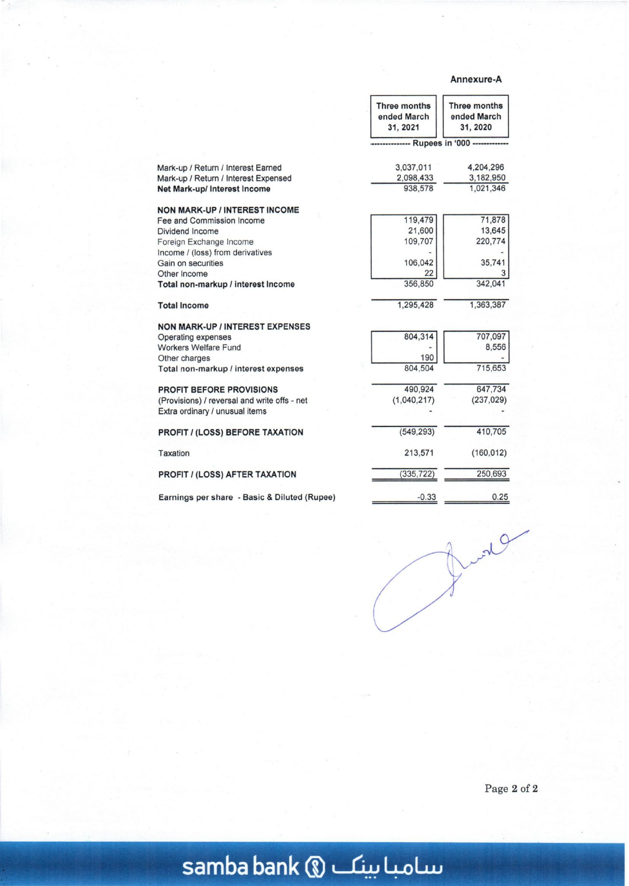Annexure-A

| | Three months ended March 31, 2021 | Three months ended March 31, 2020 |
|---|---|---|
| | ---------- Rupees in '000 ---------- | |
| Mark-up / Return / Interest Earned | 3,037,011 | 4,204,296 |
| Mark-up / Return / Interest Expensed | 2,098,433 | 3,182,950 |
| **Net Mark-up/ Interest Income** | 938,578 | 1,021,346 |
| **NON MARK-UP / INTEREST INCOME** | | |
| Fee and Commission Income | 119,479 | 71,878 |
| Dividend Income | 21,600 | 13,645 |
| Foreign Exchange Income | 109,707 | 220,774 |
| Income / (loss) from derivatives | - | - |
| Gain on securities | 106,042 | 35,741 |
| Other Income | 22 | 3 |
| **Total non-markup / interest Income** | 356,850 | 342,041 |
| **Total Income** | 1,295,428 | 1,363,387 |
| **NON MARK-UP / INTEREST EXPENSES** | | |
| Operating expenses | 804,314 | 707,097 |
| Workers Welfare Fund | - | 8,556 |
| Other charges | 190 | - |
| Total non-markup / interest expenses | 804,504 | 715,653 |
| **PROFIT BEFORE PROVISIONS** | 490,924 | 647,734 |
| (Provisions) / reversal and write offs - net | (1,040,217) | (237,029) |
| Extra ordinary / unusual items | - | - |
| **PROFIT / (LOSS) BEFORE TAXATION** | (549,293) | 410,705 |
| Taxation | 213,571 | (160,012) |
| **PROFIT / (LOSS) AFTER TAXATION** | (335,722) | 250,693 |
| **Earnings per share - Basic & Diluted (Rupee)** | -0.33 | 0.25 |

samba bank سامبا بینک